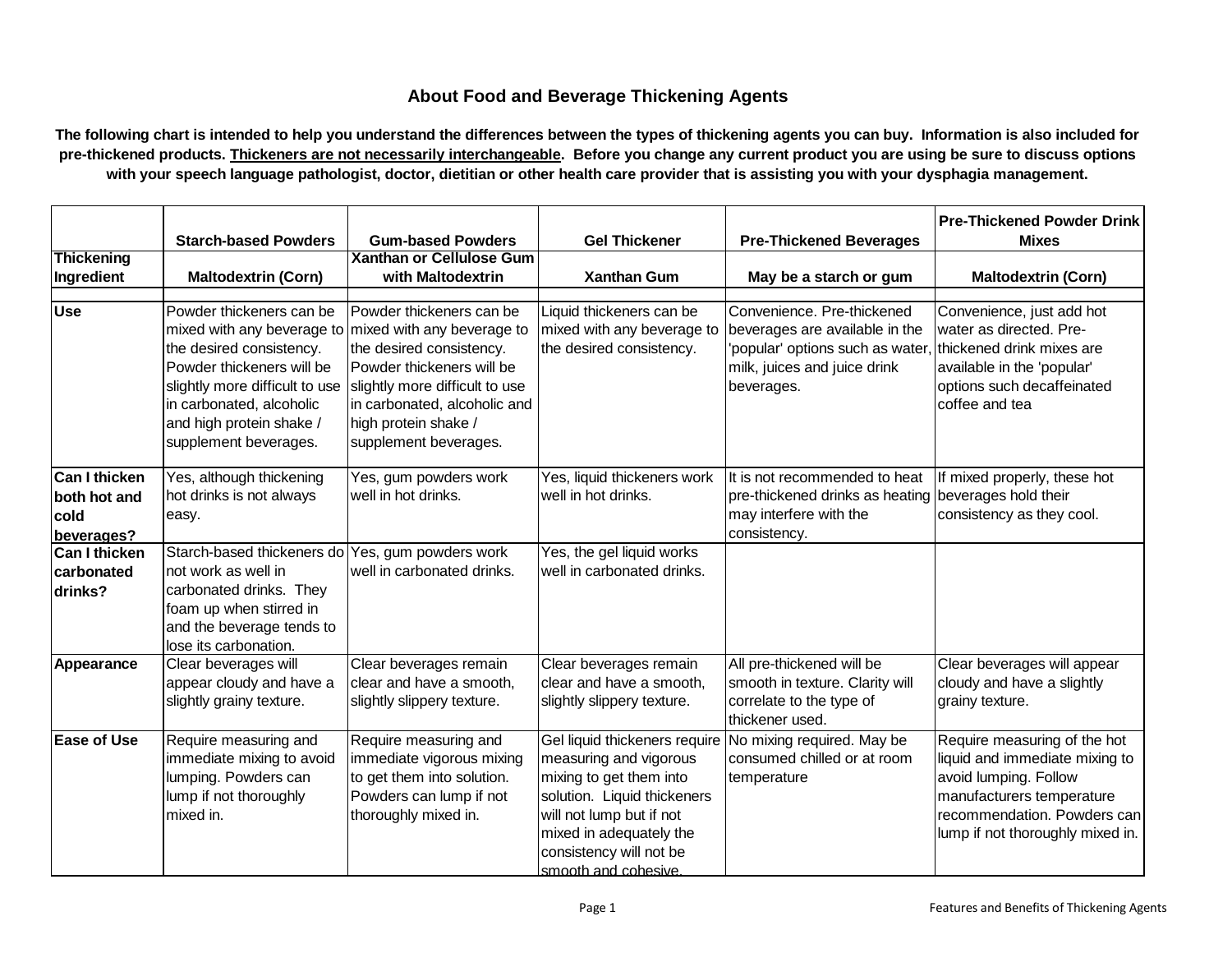# About Food and Beverage Thickening Agents

**The following chart is intended to help you understand the differences between the types of thickening agents you can buy. Information is also included for pre-thickened products. <u>Thickeners are not necessarily interchangeable</u>. Before you change any current product you are using be sure to discuss options with your speech language pathologist, doctor, dietitian or other health care provider that is assisting you with your dysphagia management.**

| | Starch-based Powders | Gum-based Powders | Gel Thickener | Pre-Thickened Beverages | Pre-Thickened Powder Drink Mixes |
|---|---|---|---|---|---|
| **Thickening Ingredient** | **Maltodextrin (Corn)** | **Xanthan or Cellulose Gum with Maltodextrin** | **Xanthan Gum** | **May be a starch or gum** | **Maltodextrin (Corn)** |
| **Use** | Powder thickeners can be mixed with any beverage to the desired consistency. Powder thickeners will be slightly more difficult to use in carbonated, alcoholic and high protein shake / supplement beverages. | Powder thickeners can be mixed with any beverage to the desired consistency. Powder thickeners will be slightly more difficult to use in carbonated, alcoholic and high protein shake / supplement beverages. | Liquid thickeners can be mixed with any beverage to the desired consistency. | Convenience. Pre-thickened beverages are available in the 'popular' options such as water, milk, juices and juice drink beverages. | Convenience, just add hot water as directed. Pre-thickened drink mixes are available in the 'popular' options such decaffeinated coffee and tea |
| **Can I thicken both hot and cold beverages?** | Yes, although thickening hot drinks is not always easy. | Yes, gum powders work well in hot drinks. | Yes, liquid thickeners work well in hot drinks. | It is not recommended to heat pre-thickened drinks as heating may interfere with the consistency. | If mixed properly, these hot beverages hold their consistency as they cool. |
| **Can I thicken carbonated drinks?** | Starch-based thickeners do not work as well in carbonated drinks. They foam up when stirred in and the beverage tends to lose its carbonation. | Yes, gum powders work well in carbonated drinks. | Yes, the gel liquid works well in carbonated drinks. | | |
| **Appearance** | Clear beverages will appear cloudy and have a slightly grainy texture. | Clear beverages remain clear and have a smooth, slightly slippery texture. | Clear beverages remain clear and have a smooth, slightly slippery texture. | All pre-thickened will be smooth in texture. Clarity will correlate to the type of thickener used. | Clear beverages will appear cloudy and have a slightly grainy texture. |
| **Ease of Use** | Require measuring and immediate mixing to avoid lumping. Powders can lump if not thoroughly mixed in. | Require measuring and immediate vigorous mixing to get them into solution. Powders can lump if not thoroughly mixed in. | Gel liquid thickeners require measuring and vigorous mixing to get them into solution. Liquid thickeners will not lump but if not mixed in adequately the consistency will not be smooth and cohesive. | No mixing required. May be consumed chilled or at room temperature | Require measuring of the hot liquid and immediate mixing to avoid lumping. Follow manufacturers temperature recommendation. Powders can lump if not thoroughly mixed in. |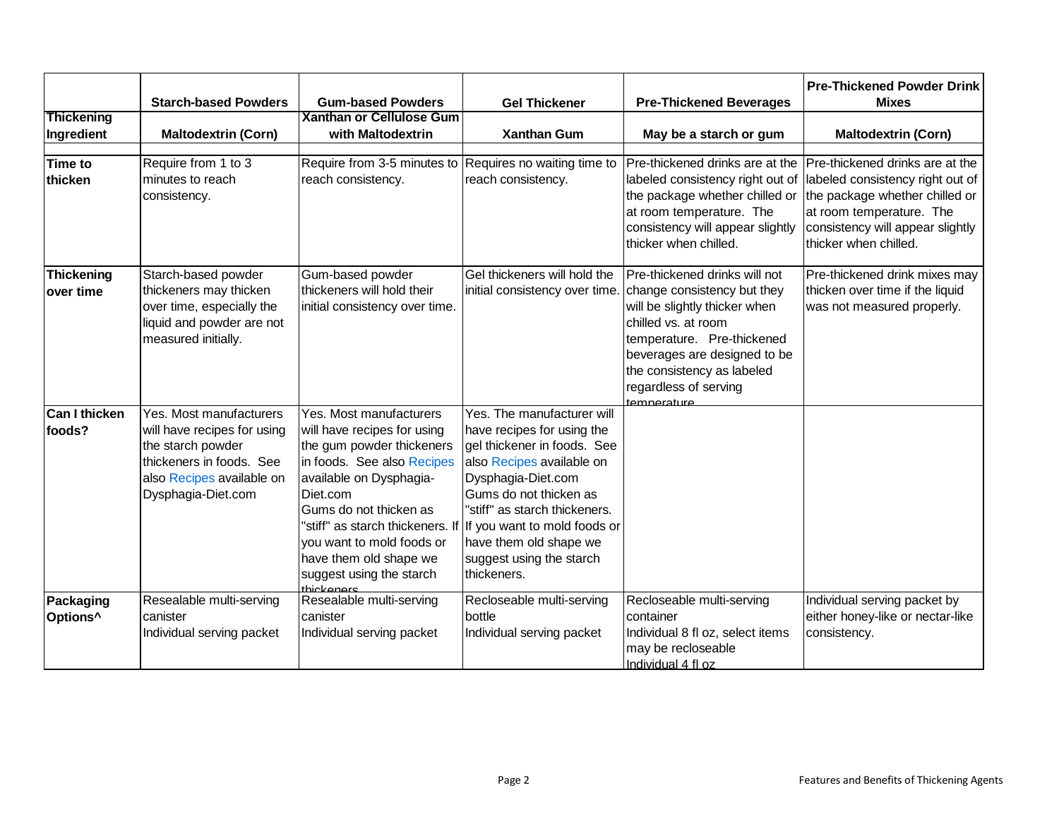| | Starch-based Powders | Gum-based Powders | Gel Thickener | Pre-Thickened Beverages | Pre-Thickened Powder Drink Mixes |
|---|---|---|---|---|---|
| **Thickening Ingredient** | **Maltodextrin (Corn)** | **Xanthan or Cellulose Gum with Maltodextrin** | **Xanthan Gum** | **May be a starch or gum** | **Maltodextrin (Corn)** |
| **Time to thicken** | Require from 1 to 3 minutes to reach consistency. | Require from 3-5 minutes to reach consistency. | Requires no waiting time to reach consistency. | Pre-thickened drinks are at the labeled consistency right out of the package whether chilled or at room temperature. The consistency will appear slightly thicker when chilled. | Pre-thickened drinks are at the labeled consistency right out of the package whether chilled or at room temperature. The consistency will appear slightly thicker when chilled. |
| **Thickening over time** | Starch-based powder thickeners may thicken over time, especially the liquid and powder are not measured initially. | Gum-based powder thickeners will hold their initial consistency over time. | Gel thickeners will hold the initial consistency over time. | Pre-thickened drinks will not change consistency but they will be slightly thicker when chilled vs. at room temperature. Pre-thickened beverages are designed to be the consistency as labeled regardless of serving temperature. | Pre-thickened drink mixes may thicken over time if the liquid was not measured properly. |
| **Can I thicken foods?** | Yes. Most manufacturers will have recipes for using the starch powder thickeners in foods. See also Recipes available on Dysphagia-Diet.com | Yes. Most manufacturers will have recipes for using the gum powder thickeners in foods. See also Recipes available on Dysphagia-Diet.com Gums do not thicken as "stiff" as starch thickeners. If you want to mold foods or have them old shape we suggest using the starch thickeners. | Yes. The manufacturer will have recipes for using the gel thickener in foods. See also Recipes available on Dysphagia-Diet.com Gums do not thicken as "stiff" as starch thickeners. If you want to mold foods or have them old shape we suggest using the starch thickeners. | | |
| **Packaging Options^** | Resealable multi-serving canister<br>Individual serving packet | Resealable multi-serving canister<br>Individual serving packet | Recloseable multi-serving bottle<br>Individual serving packet | Recloseable multi-serving container<br>Individual 8 fl oz, select items may be recloseable<br>Individual 4 fl oz | Individual serving packet by either honey-like or nectar-like consistency. |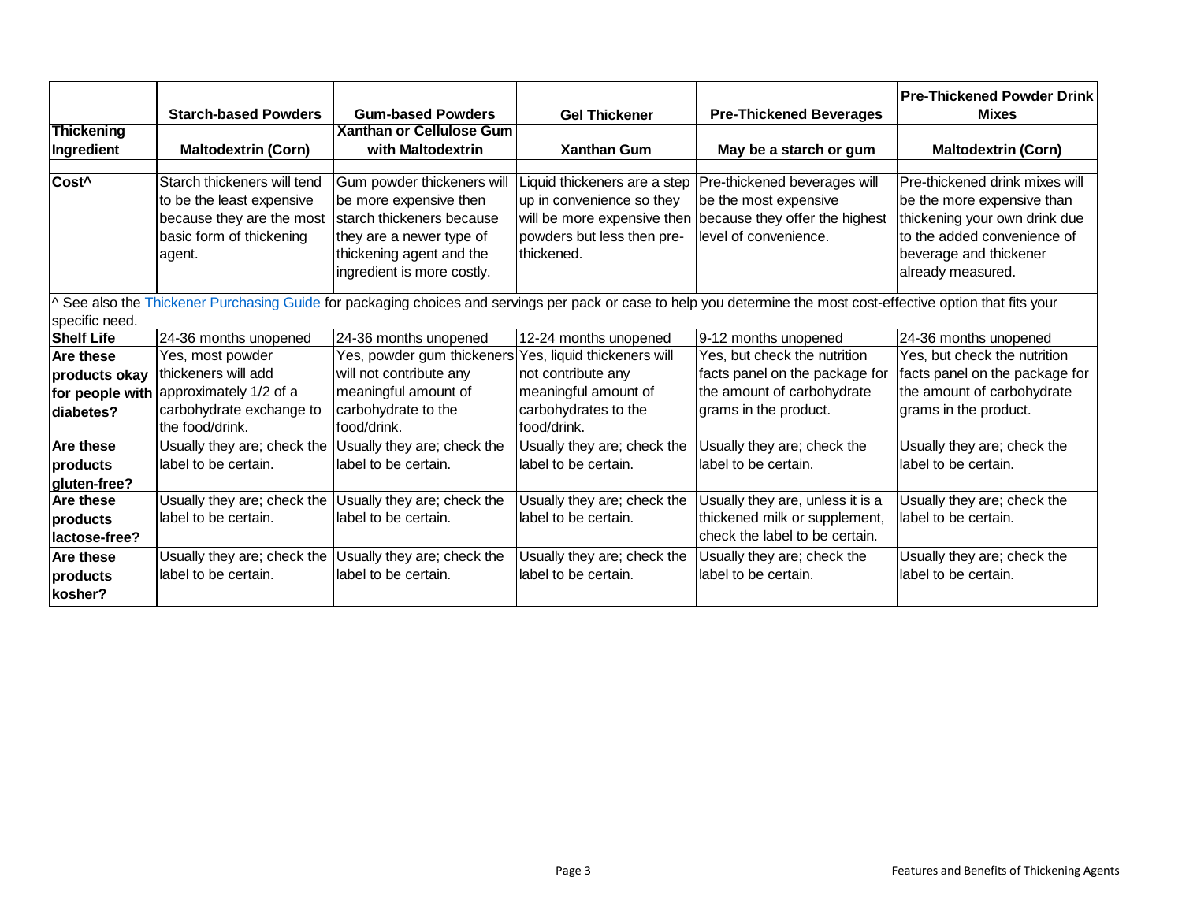| | Starch-based Powders | Gum-based Powders | Gel Thickener | Pre-Thickened Beverages | Pre-Thickened Powder Drink Mixes |
|---|---|---|---|---|---|
| **Thickening Ingredient** | **Maltodextrin (Corn)** | **Xanthan or Cellulose Gum with Maltodextrin** | **Xanthan Gum** | **May be a starch or gum** | **Maltodextrin (Corn)** |
| **Cost^** | Starch thickeners will tend to be the least expensive because they are the most basic form of thickening agent. | Gum powder thickeners will be more expensive then starch thickeners because they are a newer type of thickening agent and the ingredient is more costly. | Liquid thickeners are a step up in convenience so they will be more expensive then powders but less then pre-thickened. | Pre-thickened beverages will be the most expensive because they offer the highest level of convenience. | Pre-thickened drink mixes will be the more expensive than thickening your own drink due to the added convenience of beverage and thickener already measured. |
| ^ See also the Thickener Purchasing Guide for packaging choices and servings per pack or case to help you determine the most cost-effective option that fits your specific need. | | | | | |
| **Shelf Life** | 24-36 months unopened | 24-36 months unopened | 12-24 months unopened | 9-12 months unopened | 24-36 months unopened |
| **Are these products okay for people with diabetes?** | Yes, most powder thickeners will add approximately 1/2 of a carbohydrate exchange to the food/drink. | Yes, powder gum thickeners will not contribute any meaningful amount of carbohydrate to the food/drink. | Yes, liquid thickeners will not contribute any meaningful amount of carbohydrates to the food/drink. | Yes, but check the nutrition facts panel on the package for the amount of carbohydrate grams in the product. | Yes, but check the nutrition facts panel on the package for the amount of carbohydrate grams in the product. |
| **Are these products gluten-free?** | Usually they are; check the label to be certain. | Usually they are; check the label to be certain. | Usually they are; check the label to be certain. | Usually they are; check the label to be certain. | Usually they are; check the label to be certain. |
| **Are these products lactose-free?** | Usually they are; check the label to be certain. | Usually they are; check the label to be certain. | Usually they are; check the label to be certain. | Usually they are, unless it is a thickened milk or supplement, check the label to be certain. | Usually they are; check the label to be certain. |
| **Are these products kosher?** | Usually they are; check the label to be certain. | Usually they are; check the label to be certain. | Usually they are; check the label to be certain. | Usually they are; check the label to be certain. | Usually they are; check the label to be certain. |